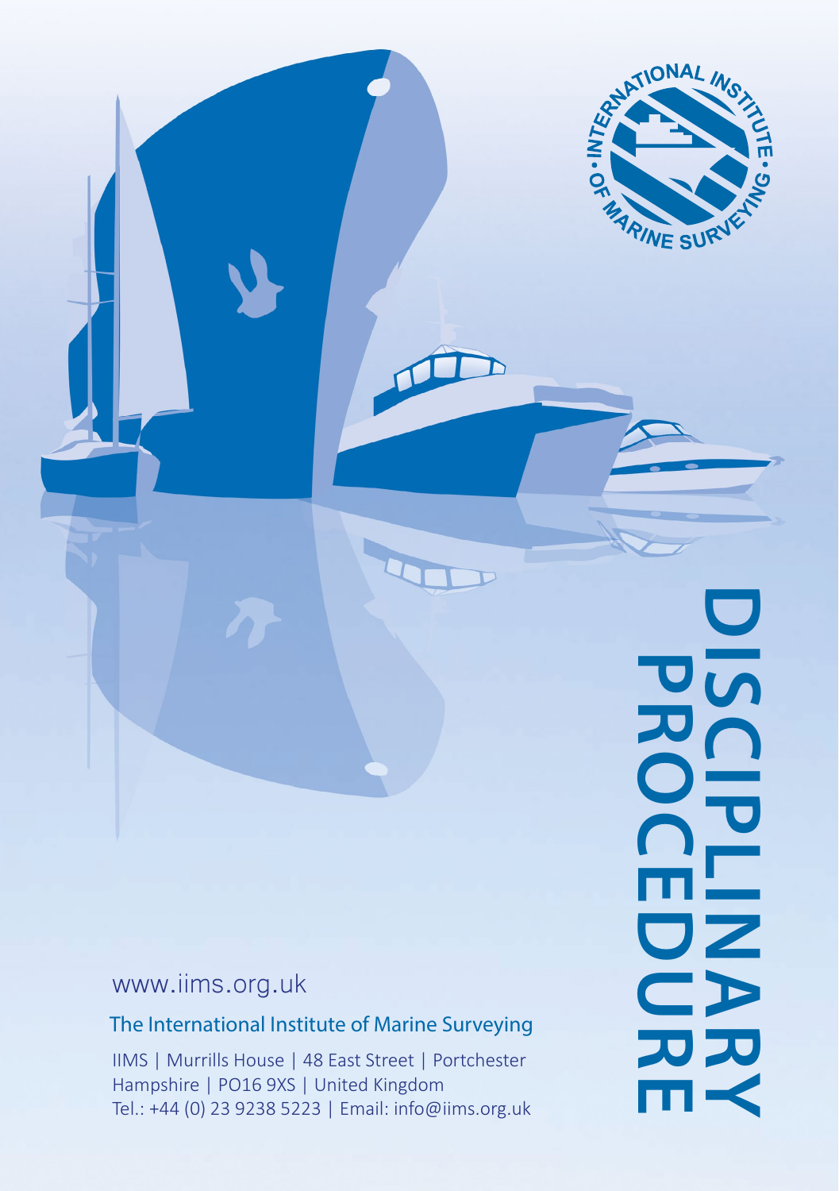# DISCIPLINARY PROCEDURE

www.iims.org.uk

The International Institute of Marine Surveying

IIMS | Murrills House | 48 East Street | Portchester
Hampshire | PO16 9XS | United Kingdom
Tel.: +44 (0) 23 9238 5223 | Email: info@iims.org.uk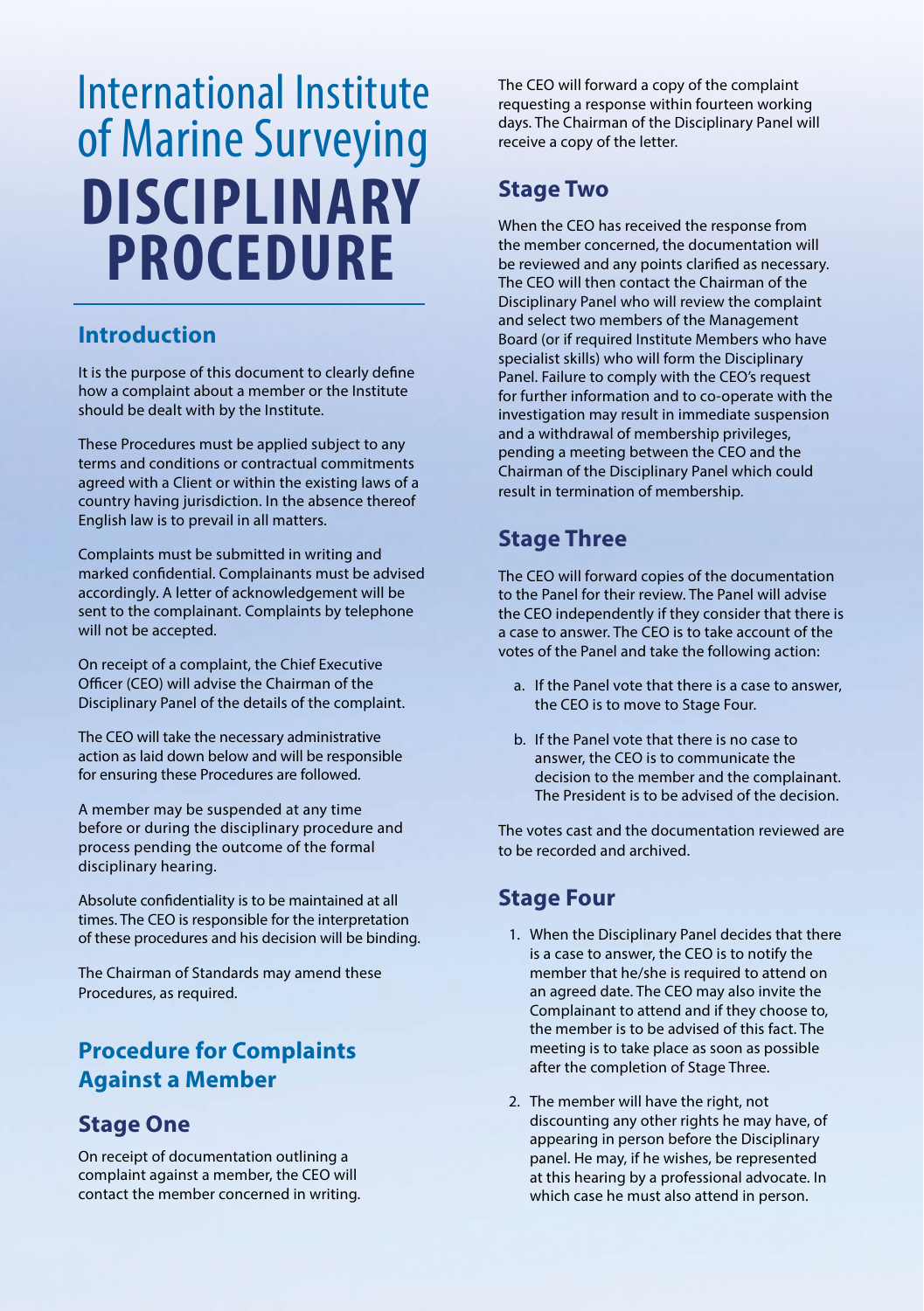# International Institute of Marine Surveying DISCIPLINARY PROCEDURE

## Introduction

It is the purpose of this document to clearly define how a complaint about a member or the Institute should be dealt with by the Institute.

These Procedures must be applied subject to any terms and conditions or contractual commitments agreed with a Client or within the existing laws of a country having jurisdiction. In the absence thereof English law is to prevail in all matters.

Complaints must be submitted in writing and marked confidential. Complainants must be advised accordingly. A letter of acknowledgement will be sent to the complainant. Complaints by telephone will not be accepted.

On receipt of a complaint, the Chief Executive Officer (CEO) will advise the Chairman of the Disciplinary Panel of the details of the complaint.

The CEO will take the necessary administrative action as laid down below and will be responsible for ensuring these Procedures are followed.

A member may be suspended at any time before or during the disciplinary procedure and process pending the outcome of the formal disciplinary hearing.

Absolute confidentiality is to be maintained at all times. The CEO is responsible for the interpretation of these procedures and his decision will be binding.

The Chairman of Standards may amend these Procedures, as required.

## Procedure for Complaints Against a Member

### Stage One

On receipt of documentation outlining a complaint against a member, the CEO will contact the member concerned in writing. The CEO will forward a copy of the complaint requesting a response within fourteen working days. The Chairman of the Disciplinary Panel will receive a copy of the letter.

### Stage Two

When the CEO has received the response from the member concerned, the documentation will be reviewed and any points clarified as necessary. The CEO will then contact the Chairman of the Disciplinary Panel who will review the complaint and select two members of the Management Board (or if required Institute Members who have specialist skills) who will form the Disciplinary Panel. Failure to comply with the CEO's request for further information and to co-operate with the investigation may result in immediate suspension and a withdrawal of membership privileges, pending a meeting between the CEO and the Chairman of the Disciplinary Panel which could result in termination of membership.

### Stage Three

The CEO will forward copies of the documentation to the Panel for their review. The Panel will advise the CEO independently if they consider that there is a case to answer. The CEO is to take account of the votes of the Panel and take the following action:

a. If the Panel vote that there is a case to answer, the CEO is to move to Stage Four.

b. If the Panel vote that there is no case to answer, the CEO is to communicate the decision to the member and the complainant. The President is to be advised of the decision.

The votes cast and the documentation reviewed are to be recorded and archived.

### Stage Four

1. When the Disciplinary Panel decides that there is a case to answer, the CEO is to notify the member that he/she is required to attend on an agreed date. The CEO may also invite the Complainant to attend and if they choose to, the member is to be advised of this fact. The meeting is to take place as soon as possible after the completion of Stage Three.

2. The member will have the right, not discounting any other rights he may have, of appearing in person before the Disciplinary panel. He may, if he wishes, be represented at this hearing by a professional advocate. In which case he must also attend in person.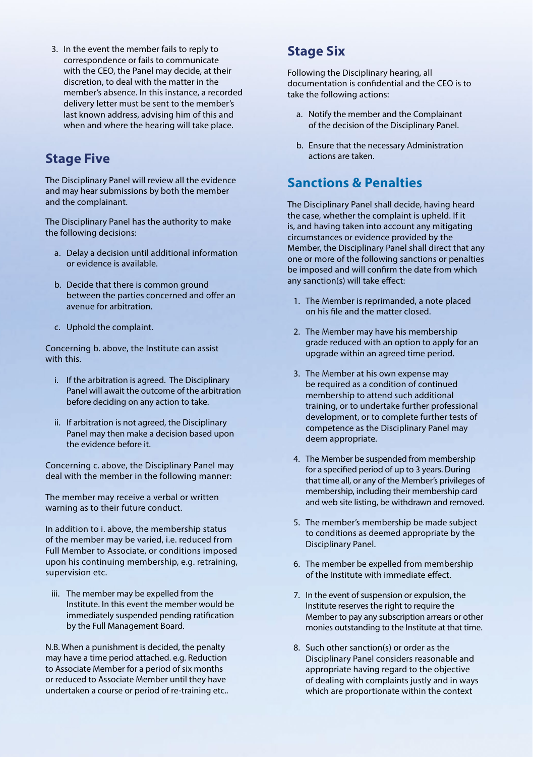3. In the event the member fails to reply to correspondence or fails to communicate with the CEO, the Panel may decide, at their discretion, to deal with the matter in the member's absence. In this instance, a recorded delivery letter must be sent to the member's last known address, advising him of this and when and where the hearing will take place.

## Stage Five

The Disciplinary Panel will review all the evidence and may hear submissions by both the member and the complainant.

The Disciplinary Panel has the authority to make the following decisions:

a. Delay a decision until additional information or evidence is available.

b. Decide that there is common ground between the parties concerned and offer an avenue for arbitration.

c. Uphold the complaint.

Concerning b. above, the Institute can assist with this.

i. If the arbitration is agreed. The Disciplinary Panel will await the outcome of the arbitration before deciding on any action to take.

ii. If arbitration is not agreed, the Disciplinary Panel may then make a decision based upon the evidence before it.

Concerning c. above, the Disciplinary Panel may deal with the member in the following manner:

The member may receive a verbal or written warning as to their future conduct.

In addition to i. above, the membership status of the member may be varied, i.e. reduced from Full Member to Associate, or conditions imposed upon his continuing membership, e.g. retraining, supervision etc.

iii. The member may be expelled from the Institute. In this event the member would be immediately suspended pending ratification by the Full Management Board.

N.B. When a punishment is decided, the penalty may have a time period attached. e.g. Reduction to Associate Member for a period of six months or reduced to Associate Member until they have undertaken a course or period of re-training etc..

## Stage Six

Following the Disciplinary hearing, all documentation is confidential and the CEO is to take the following actions:

a. Notify the member and the Complainant of the decision of the Disciplinary Panel.

b. Ensure that the necessary Administration actions are taken.

## Sanctions & Penalties

The Disciplinary Panel shall decide, having heard the case, whether the complaint is upheld. If it is, and having taken into account any mitigating circumstances or evidence provided by the Member, the Disciplinary Panel shall direct that any one or more of the following sanctions or penalties be imposed and will confirm the date from which any sanction(s) will take effect:

1. The Member is reprimanded, a note placed on his file and the matter closed.

2. The Member may have his membership grade reduced with an option to apply for an upgrade within an agreed time period.

3. The Member at his own expense may be required as a condition of continued membership to attend such additional training, or to undertake further professional development, or to complete further tests of competence as the Disciplinary Panel may deem appropriate.

4. The Member be suspended from membership for a specified period of up to 3 years. During that time all, or any of the Member's privileges of membership, including their membership card and web site listing, be withdrawn and removed.

5. The member's membership be made subject to conditions as deemed appropriate by the Disciplinary Panel.

6. The member be expelled from membership of the Institute with immediate effect.

7. In the event of suspension or expulsion, the Institute reserves the right to require the Member to pay any subscription arrears or other monies outstanding to the Institute at that time.

8. Such other sanction(s) or order as the Disciplinary Panel considers reasonable and appropriate having regard to the objective of dealing with complaints justly and in ways which are proportionate within the context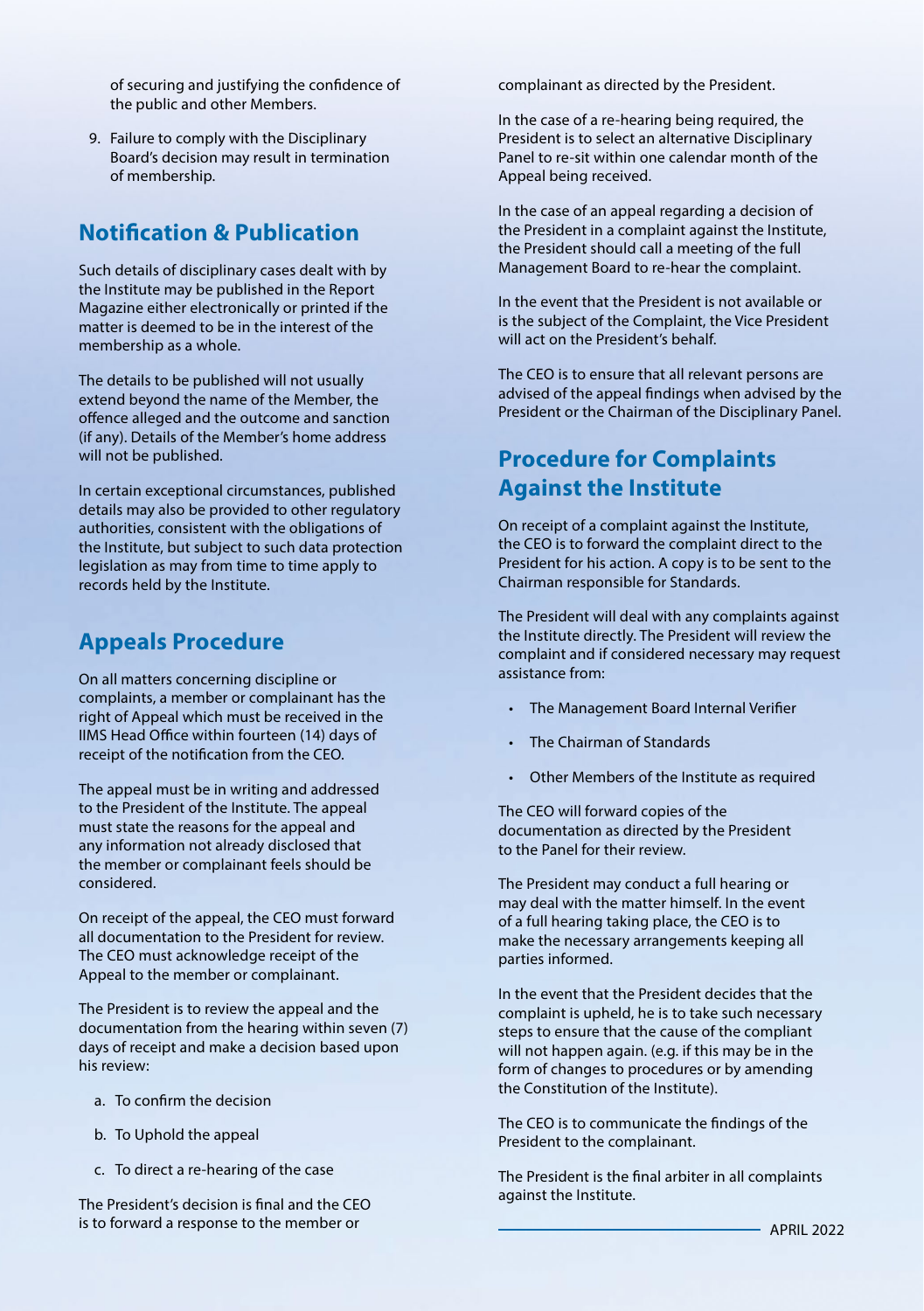of securing and justifying the confidence of the public and other Members.

9. Failure to comply with the Disciplinary Board's decision may result in termination of membership.

## Notification & Publication

Such details of disciplinary cases dealt with by the Institute may be published in the Report Magazine either electronically or printed if the matter is deemed to be in the interest of the membership as a whole.

The details to be published will not usually extend beyond the name of the Member, the offence alleged and the outcome and sanction (if any). Details of the Member's home address will not be published.

In certain exceptional circumstances, published details may also be provided to other regulatory authorities, consistent with the obligations of the Institute, but subject to such data protection legislation as may from time to time apply to records held by the Institute.

## Appeals Procedure

On all matters concerning discipline or complaints, a member or complainant has the right of Appeal which must be received in the IIMS Head Office within fourteen (14) days of receipt of the notification from the CEO.

The appeal must be in writing and addressed to the President of the Institute. The appeal must state the reasons for the appeal and any information not already disclosed that the member or complainant feels should be considered.

On receipt of the appeal, the CEO must forward all documentation to the President for review. The CEO must acknowledge receipt of the Appeal to the member or complainant.

The President is to review the appeal and the documentation from the hearing within seven (7) days of receipt and make a decision based upon his review:

a. To confirm the decision

b. To Uphold the appeal

c. To direct a re-hearing of the case

The President's decision is final and the CEO is to forward a response to the member or complainant as directed by the President.

In the case of a re-hearing being required, the President is to select an alternative Disciplinary Panel to re-sit within one calendar month of the Appeal being received.

In the case of an appeal regarding a decision of the President in a complaint against the Institute, the President should call a meeting of the full Management Board to re-hear the complaint.

In the event that the President is not available or is the subject of the Complaint, the Vice President will act on the President's behalf.

The CEO is to ensure that all relevant persons are advised of the appeal findings when advised by the President or the Chairman of the Disciplinary Panel.

## Procedure for Complaints Against the Institute

On receipt of a complaint against the Institute, the CEO is to forward the complaint direct to the President for his action. A copy is to be sent to the Chairman responsible for Standards.

The President will deal with any complaints against the Institute directly. The President will review the complaint and if considered necessary may request assistance from:

- The Management Board Internal Verifier
- The Chairman of Standards
- Other Members of the Institute as required

The CEO will forward copies of the documentation as directed by the President to the Panel for their review.

The President may conduct a full hearing or may deal with the matter himself. In the event of a full hearing taking place, the CEO is to make the necessary arrangements keeping all parties informed.

In the event that the President decides that the complaint is upheld, he is to take such necessary steps to ensure that the cause of the compliant will not happen again. (e.g. if this may be in the form of changes to procedures or by amending the Constitution of the Institute).

The CEO is to communicate the findings of the President to the complainant.

The President is the final arbiter in all complaints against the Institute.

APRIL 2022